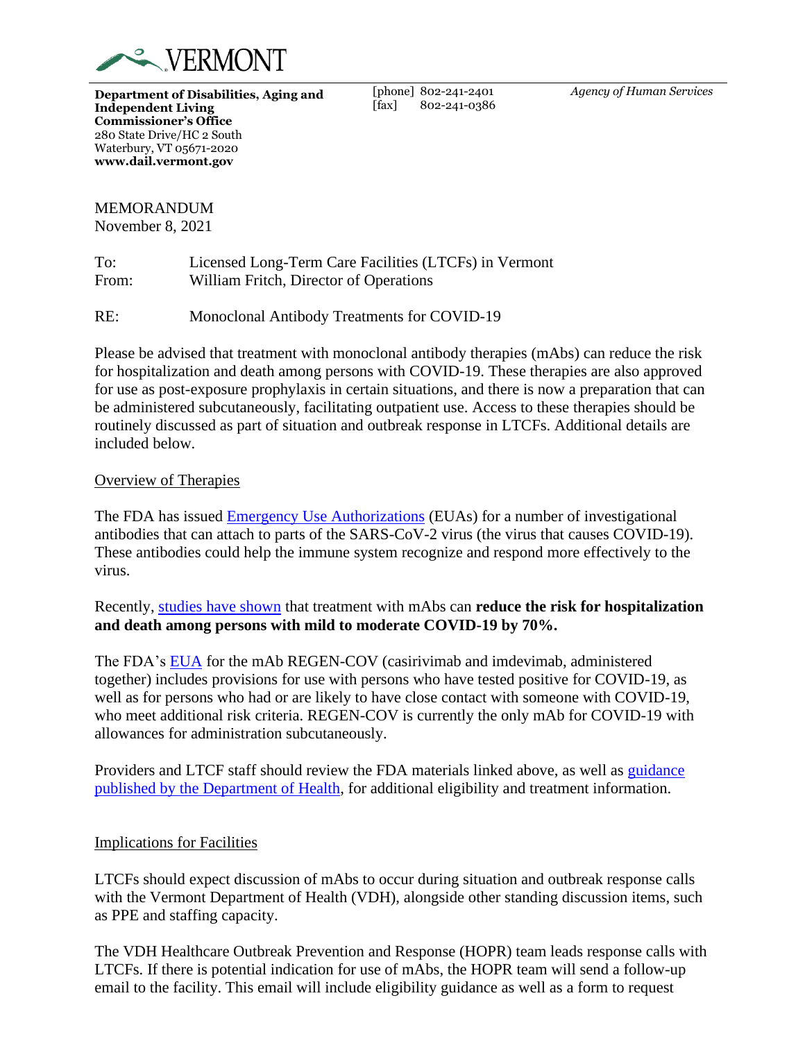VERMONT

**Department of Disabilities, Aging and Independent Living**
**Commissioner's Office**
280 State Drive/HC 2 South
Waterbury, VT 05671-2020
**www.dail.vermont.gov**

[phone] 802-241-2401
[fax] 802-241-0386

*Agency of Human Services*

MEMORANDUM
November 8, 2021

To: Licensed Long-Term Care Facilities (LTCFs) in Vermont
From: William Fritch, Director of Operations

RE: Monoclonal Antibody Treatments for COVID-19

Please be advised that treatment with monoclonal antibody therapies (mAbs) can reduce the risk for hospitalization and death among persons with COVID-19. These therapies are also approved for use as post-exposure prophylaxis in certain situations, and there is now a preparation that can be administered subcutaneously, facilitating outpatient use. Access to these therapies should be routinely discussed as part of situation and outbreak response in LTCFs. Additional details are included below.

Overview of Therapies

The FDA has issued Emergency Use Authorizations (EUAs) for a number of investigational antibodies that can attach to parts of the SARS-CoV-2 virus (the virus that causes COVID-19). These antibodies could help the immune system recognize and respond more effectively to the virus.

Recently, studies have shown that treatment with mAbs can **reduce the risk for hospitalization and death among persons with mild to moderate COVID-19 by 70%.**

The FDA's EUA for the mAb REGEN-COV (casirivimab and imdevimab, administered together) includes provisions for use with persons who have tested positive for COVID-19, as well as for persons who had or are likely to have close contact with someone with COVID-19, who meet additional risk criteria. REGEN-COV is currently the only mAb for COVID-19 with allowances for administration subcutaneously.

Providers and LTCF staff should review the FDA materials linked above, as well as guidance published by the Department of Health, for additional eligibility and treatment information.

Implications for Facilities

LTCFs should expect discussion of mAbs to occur during situation and outbreak response calls with the Vermont Department of Health (VDH), alongside other standing discussion items, such as PPE and staffing capacity.

The VDH Healthcare Outbreak Prevention and Response (HOPR) team leads response calls with LTCFs. If there is potential indication for use of mAbs, the HOPR team will send a follow-up email to the facility. This email will include eligibility guidance as well as a form to request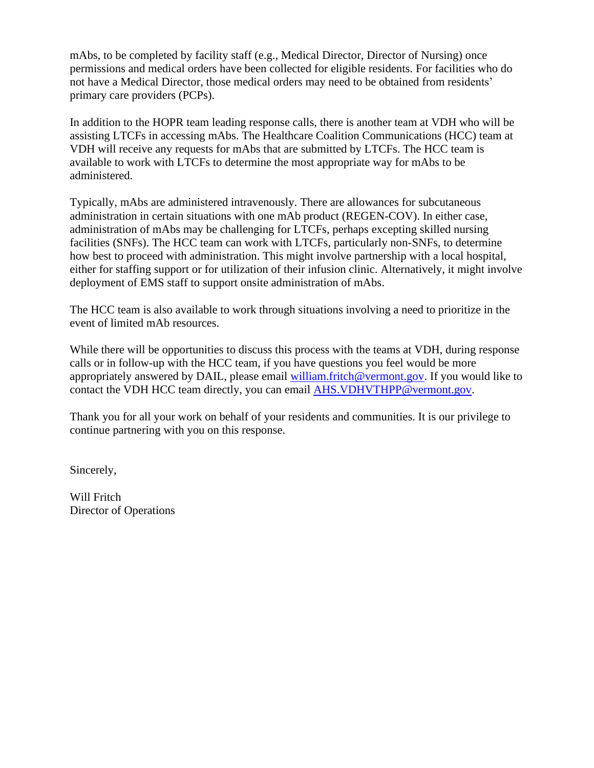mAbs, to be completed by facility staff (e.g., Medical Director, Director of Nursing) once permissions and medical orders have been collected for eligible residents. For facilities who do not have a Medical Director, those medical orders may need to be obtained from residents' primary care providers (PCPs).

In addition to the HOPR team leading response calls, there is another team at VDH who will be assisting LTCFs in accessing mAbs. The Healthcare Coalition Communications (HCC) team at VDH will receive any requests for mAbs that are submitted by LTCFs. The HCC team is available to work with LTCFs to determine the most appropriate way for mAbs to be administered.

Typically, mAbs are administered intravenously. There are allowances for subcutaneous administration in certain situations with one mAb product (REGEN-COV). In either case, administration of mAbs may be challenging for LTCFs, perhaps excepting skilled nursing facilities (SNFs). The HCC team can work with LTCFs, particularly non-SNFs, to determine how best to proceed with administration. This might involve partnership with a local hospital, either for staffing support or for utilization of their infusion clinic. Alternatively, it might involve deployment of EMS staff to support onsite administration of mAbs.

The HCC team is also available to work through situations involving a need to prioritize in the event of limited mAb resources.

While there will be opportunities to discuss this process with the teams at VDH, during response calls or in follow-up with the HCC team, if you have questions you feel would be more appropriately answered by DAIL, please email [william.fritch@vermont.gov](mailto:william.fritch@vermont.gov). If you would like to contact the VDH HCC team directly, you can email [AHS.VDHVTHPP@vermont.gov](mailto:AHS.VDHVTHPP@vermont.gov).

Thank you for all your work on behalf of your residents and communities. It is our privilege to continue partnering with you on this response.

Sincerely,

Will Fritch
Director of Operations